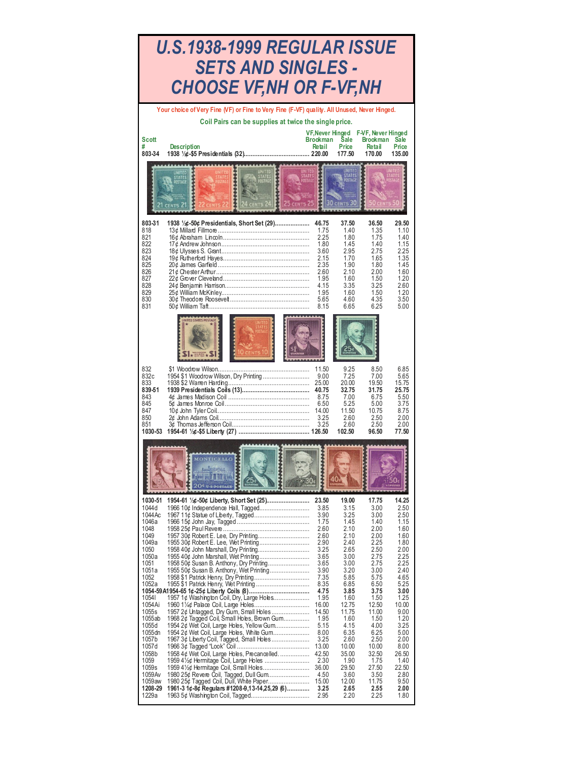# U.S.1938-1999 REGULAR ISSUE SETS AND SINGLES - CHOOSE VF,NH OR F-VF,NH

Your choice of Very Fine (VF) or Fine to Very Fine (F-VF) quality. All Unused, Never Hinged.

Coil Pairs can be supplies at twice the single price.

| Scott # | Description | VF,Never Hinged Brookman Retail | VF,Never Hinged Sale Price | F-VF, Never Hinged Brookman Retail | F-VF, Never Hinged Sale Price |
|---|---|---|---|---|---|
| **803-34** | **1938 ½¢-$5 Presidentials (32)** | **220.00** | **177.50** | **170.00** | **135.00** |
| **803-31** | **1938 ½¢-50¢ Presidentials, Short Set (29)** | **46.75** | **37.50** | **36.50** | **29.50** |
| 818 | 13¢ Millard Fillmore | 1.75 | 1.40 | 1.35 | 1.10 |
| 821 | 16¢ Abraham Lincoln | 2.25 | 1.80 | 1.75 | 1.40 |
| 822 | 17¢ Andrew Johnson | 1.80 | 1.45 | 1.40 | 1.15 |
| 823 | 18¢ Ulysses S. Grant | 3.60 | 2.95 | 2.75 | 2.25 |
| 824 | 19¢ Rutherford Hayes | 2.15 | 1.70 | 1.65 | 1.35 |
| 825 | 20¢ James Garfield | 2.35 | 1.90 | 1.80 | 1.45 |
| 826 | 21¢ Chester Arthur | 2.60 | 2.10 | 2.00 | 1.60 |
| 827 | 22¢ Grover Cleveland | 1.95 | 1.60 | 1.50 | 1.20 |
| 828 | 24¢ Benjamin Harrison | 4.15 | 3.35 | 3.25 | 2.60 |
| 829 | 25¢ William McKinley | 1.95 | 1.60 | 1.50 | 1.20 |
| 830 | 30¢ Theodore Roosevelt | 5.65 | 4.60 | 4.35 | 3.50 |
| 831 | 50¢ William Taft | 8.15 | 6.65 | 6.25 | 5.00 |
| 832 | $1 Woodrow Wilson | 11.50 | 9.25 | 8.50 | 6.85 |
| 832c | 1954 $1 Woodrow Wilson, Dry Printing | 9.00 | 7.25 | 7.00 | 5.65 |
| 833 | 1938 $2 Warren Harding | 25.00 | 20.00 | 19.50 | 15.75 |
| **839-51** | **1939 Presidentials Coils (13)** | **40.75** | **32.75** | **31.75** | **25.75** |
| 843 | 4¢ James Madison Coil | 8.75 | 7.00 | 6.75 | 5.50 |
| 845 | 5¢ James Monroe Coil | 6.50 | 5.25 | 5.00 | 3.75 |
| 847 | 10¢ John Tyler Coil | 14.00 | 11.50 | 10.75 | 8.75 |
| 850 | 2¢ John Adams Coil | 3.25 | 2.60 | 2.50 | 2.00 |
| 851 | 3¢ Thomas Jefferson Coil | 3.25 | 2.60 | 2.50 | 2.00 |
| **1030-53** | **1954-61 ½¢-$5 Liberty (27)** | **126.50** | **102.50** | **96.50** | **77.50** |
| **1030-51** | **1954-61 ½¢-50¢ Liberty, Short Set (25)** | **23.50** | **19.00** | **17.75** | **14.25** |
| 1044d | 1966 10¢ Independence Hall, Tagged | 3.85 | 3.15 | 3.00 | 2.50 |
| 1044Ac | 1967 11¢ Statue of Liberty, Tagged | 3.90 | 3.25 | 3.00 | 2.50 |
| 1046a | 1966 15¢ John Jay, Tagged | 1.75 | 1.45 | 1.40 | 1.15 |
| 1048 | 1958 25¢ Paul Revere | 2.60 | 2.10 | 2.00 | 1.60 |
| 1049 | 1957 30¢ Robert E. Lee, Dry Printing | 2.60 | 2.10 | 2.00 | 1.60 |
| 1049a | 1955 30¢ Robert E. Lee, Wet Printing | 2.90 | 2.40 | 2.25 | 1.80 |
| 1050 | 1958 40¢ John Marshall, Dry Printing | 3.25 | 2.65 | 2.50 | 2.00 |
| 1050a | 1955 40¢ John Marshall, Wet Printing | 3.65 | 3.00 | 2.75 | 2.25 |
| 1051 | 1958 50¢ Susan B. Anthony, Dry Printing | 3.65 | 3.00 | 2.75 | 2.25 |
| 1051a | 1955 50¢ Susan B. Anthony, Wet Printing | 3.90 | 3.20 | 3.00 | 2.40 |
| 1052 | 1958 $1 Patrick Henry, Dry Printing | 7.35 | 5.85 | 5.75 | 4.65 |
| 1052a | 1955 $1 Patrick Henry, Wet Printing | 8.35 | 6.85 | 6.50 | 5.25 |
| **1054-59A** | **1954-65 1¢-25¢ Liberty Coils (8)** | **4.75** | **3.85** | **3.75** | **3.00** |
| 1054l | 1957 1¢ Washington Coil, Dry, Large Holes | 1.95 | 1.60 | 1.50 | 1.25 |
| 1054Ai | 1960 1¼¢ Palace Coil, Large Holes | 16.00 | 12.75 | 12.50 | 10.00 |
| 1055s | 1957 2¢ Untagged, Dry Gum, Small Holes | 14.50 | 11.75 | 11.00 | 9.00 |
| 1055ab | 1968 2¢ Tagged Coil, Small Holes, Brown Gum | 1.95 | 1.60 | 1.50 | 1.20 |
| 1055d | 1954 2¢ Wet Coil, Large Holes, Yellow Gum | 5.15 | 4.15 | 4.00 | 3.25 |
| 1055dn | 1954 2¢ Wet Coil, Large Holes, White Gum | 8.00 | 6.35 | 6.25 | 5.00 |
| 1057b | 1967 3¢ Liberty Coil, Tagged, Small Holes | 3.25 | 2.60 | 2.50 | 2.00 |
| 1057d | 1966 3¢ Tagged "Look" Coil | 13.00 | 10.00 | 10.00 | 8.00 |
| 1058b | 1958 4¢ Wet Coil, Large Holes, Precancelled | 42.50 | 35.00 | 32.50 | 26.50 |
| 1059 | 1959 4½¢ Hermitage Coil, Large Holes | 2.30 | 1.90 | 1.75 | 1.40 |
| 1059s | 1959 4½¢ Hermitage Coil, Small Holes | 36.00 | 29.50 | 27.50 | 22.50 |
| 1059Av | 1980 25¢ Revere Coil, Tagged, Dull Gum | 4.50 | 3.60 | 3.50 | 2.80 |
| 1059aw | 1980 25¢ Tagged Coil, Dull, White Paper | 15.00 | 12.00 | 11.75 | 9.50 |
| **1208-29** | **1961-3 1¢-8¢ Regulars #1208-9,13-14,25,29 (6)** | **3.25** | **2.65** | **2.55** | **2.00** |
| 1229a | 1963 5¢ Washington Coil, Tagged | 2.95 | 2.20 | 2.25 | 1.80 |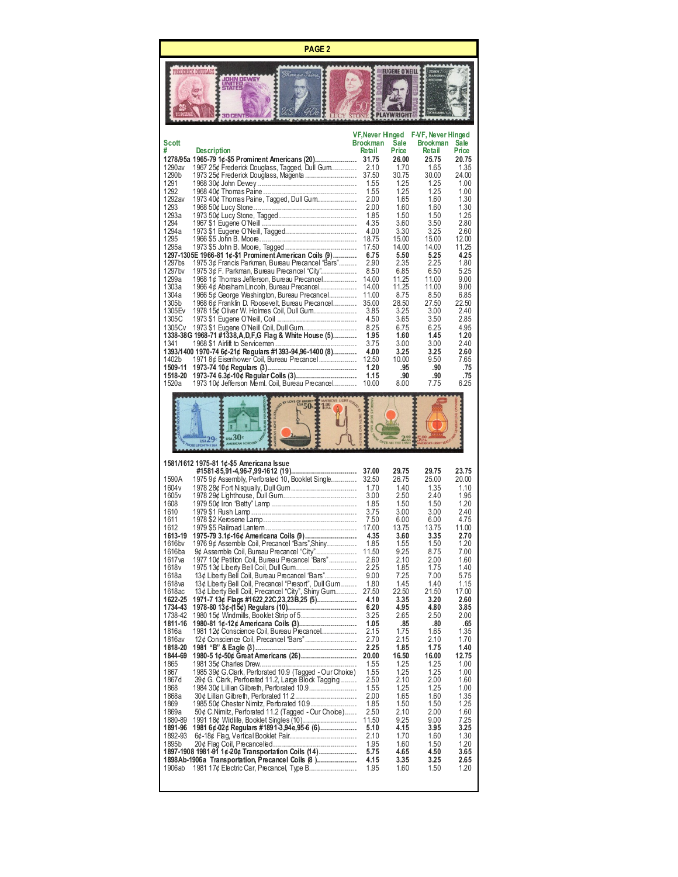## PAGE 2

| Scott # | Description | VF, Never Hinged Brookman Retail | VF, Never Hinged Sale Price | F-VF, Never Hinged Brookman Retail | F-VF, Never Hinged Sale Price |
|---|---|---|---|---|---|
| **1278/95a** | **1965-79 1¢-$5 Prominent Americans (20)** | **31.75** | **26.00** | **25.75** | **20.75** |
| 1290av | 1967 25¢ Frederick Douglass, Tagged, Dull Gum | 2.10 | 1.70 | 1.65 | 1.35 |
| 1290b | 1973 25¢ Frederick Douglass, Magenta | 37.50 | 30.75 | 30.00 | 24.00 |
| 1291 | 1968 30¢ John Dewey | 1.55 | 1.25 | 1.25 | 1.00 |
| 1292 | 1968 40¢ Thomas Paine | 1.55 | 1.25 | 1.25 | 1.00 |
| 1292av | 1973 40¢ Thomas Paine, Tagged, Dull Gum | 2.00 | 1.65 | 1.60 | 1.30 |
| 1293 | 1968 50¢ Lucy Stone | 2.00 | 1.60 | 1.60 | 1.30 |
| 1293a | 1973 50¢ Lucy Stone, Tagged | 1.85 | 1.50 | 1.50 | 1.25 |
| 1294 | 1967 $1 Eugene O'Neill | 4.35 | 3.60 | 3.50 | 2.80 |
| 1294a | 1973 $1 Eugene O'Neill, Tagged | 4.00 | 3.30 | 3.25 | 2.60 |
| 1295 | 1966 $5 John B. Moore | 18.75 | 15.00 | 15.00 | 12.00 |
| 1295a | 1973 $5 John B. Moore, Tagged | 17.50 | 14.00 | 14.00 | 11.25 |
| **1297-1305E** | **1966-81 1¢-$1 Prominent American Coils (9)** | **6.75** | **5.50** | **5.25** | **4.25** |
| 1297bs | 1975 3¢ Francis Parkman, Bureau Precancel "Bars" | 2.90 | 2.35 | 2.25 | 1.80 |
| 1297bv | 1975 3¢ F. Parkman, Bureau Precancel "City" | 8.50 | 6.85 | 6.50 | 5.25 |
| 1299a | 1968 1¢ Thomas Jefferson, Bureau Precancel | 14.00 | 11.25 | 11.00 | 9.00 |
| 1303a | 1966 4¢ Abraham Lincoln, Bureau Precancel | 14.00 | 11.25 | 11.00 | 9.00 |
| 1304a | 1966 5¢ George Washington, Bureau Precancel | 11.00 | 8.75 | 8.50 | 6.85 |
| 1305b | 1968 6¢ Franklin D. Roosevelt, Bureau Precancel | 35.00 | 28.50 | 27.50 | 22.50 |
| 1305Ev | 1978 15¢ Oliver W. Holmes Coil, Dull Gum | 3.85 | 3.25 | 3.00 | 2.40 |
| 1305C | 1973 $1 Eugene O'Neill, Coil | 4.50 | 3.65 | 3.50 | 2.85 |
| 1305Cv | 1973 $1 Eugene O'Neill Coil, Dull Gum | 8.25 | 6.75 | 6.25 | 4.95 |
| **1338-38G** | **1968-71 #1338,A,D,F,G Flag & White House (5)** | **1.95** | **1.60** | **1.45** | **1.20** |
| 1341 | 1968 $1 Airlift to Servicemen | 3.75 | 3.00 | 3.00 | 2.40 |
| **1393/1400** | **1970-74 6¢-21¢ Regulars #1393-94,96-1400 (8)** | **4.00** | **3.25** | **3.25** | **2.60** |
| 1402b | 1971 8¢ Eisenhower Coil, Bureau Precancel | 12.50 | 10.00 | 9.50 | 7.65 |
| **1509-11** | **1973-74 10¢ Regulars (3)** | **1.20** | **.95** | **.90** | **.75** |
| **1518-20** | **1973-74 6.3¢-10¢ Regular Coils (3)** | **1.15** | **.90** | **.90** | **.75** |
| 1520a | 1973 10¢ Jefferson Meml. Coil, Bureau Precancel | 10.00 | 8.00 | 7.75 | 6.25 |
| **1581/1612** | **1975-81 1¢-$5 Americana Issue #1581-85,91-4,96-7,99-1612 (19)** | **37.00** | **29.75** | **29.75** | **23.75** |
| 1590A | 1975 9¢ Assembly, Perforated 10, Booklet Single | 32.50 | 26.75 | 25.00 | 20.00 |
| 1604v | 1978 28¢ Fort Nisqually, Dull Gum | 1.70 | 1.40 | 1.35 | 1.10 |
| 1605v | 1978 29¢ Lighthouse, Dull Gum | 3.00 | 2.50 | 2.40 | 1.95 |
| 1608 | 1979 50¢ Iron "Betty" Lamp | 1.85 | 1.50 | 1.50 | 1.20 |
| 1610 | 1979 $1 Rush Lamp | 3.75 | 3.00 | 3.00 | 2.40 |
| 1611 | 1978 $2 Kerosene Lamp | 7.50 | 6.00 | 6.00 | 4.75 |
| 1612 | 1979 $5 Railroad Lantern | 17.00 | 13.75 | 13.75 | 11.00 |
| **1613-19** | **1975-79 3.1¢-16¢ Americana Coils (9)** | **4.35** | **3.60** | **3.35** | **2.70** |
| 1616bv | 1976 9¢ Assemble Coil, Precancel "Bars", Shiny | 1.85 | 1.55 | 1.50 | 1.20 |
| 1616ba | 9¢ Assemble Coil, Bureau Precancel "City" | 11.50 | 9.25 | 8.75 | 7.00 |
| 1617va | 1977 10¢ Petition Coil, Bureau Precancel "Bars" | 2.60 | 2.10 | 2.00 | 1.60 |
| 1618v | 1975 13¢ Liberty Bell Coil, Dull Gum | 2.25 | 1.85 | 1.75 | 1.40 |
| 1618a | 13¢ Liberty Bell Coil, Bureau Precancel "Bars" | 9.00 | 7.25 | 7.00 | 5.75 |
| 1618va | 13¢ Liberty Bell Coil, Precancel "Presort", Dull Gum | 1.80 | 1.45 | 1.40 | 1.15 |
| 1618ac | 13¢ Liberty Bell Coil, Precancel "City", Shiny Gum | 27.50 | 22.50 | 21.50 | 17.00 |
| **1622-25** | **1971-7 13¢ Flags #1622,22C,23,23B,25 (5)** | **4.10** | **3.35** | **3.20** | **2.60** |
| **1734-43** | **1978-80 13¢-(15¢) Regulars (10)** | **6.20** | **4.95** | **4.80** | **3.85** |
| 1738-42 | 1980 15¢ Windmills, Booklet Strip of 5 | 3.25 | 2.65 | 2.50 | 2.00 |
| **1811-16** | **1980-81 1¢-12¢ Americana Coils (3)** | **1.05** | **.85** | **.80** | **.65** |
| 1816a | 1981 12¢ Conscience Coil, Bureau Precancel | 2.15 | 1.75 | 1.65 | 1.35 |
| 1816av | 12¢ Conscience Coil, Precancel "Bars" | 2.70 | 2.15 | 2.10 | 1.70 |
| **1818-20** | **1981 "B" & Eagle (3)** | **2.25** | **1.85** | **1.75** | **1.40** |
| **1844-69** | **1980-5 1¢-50¢ Great Americans (26)** | **20.00** | **16.50** | **16.00** | **12.75** |
| 1865 | 1981 35¢ Charles Drew | 1.55 | 1.25 | 1.25 | 1.00 |
| 1867 | 1985 39¢ G. Clark, Perforated 10.9 (Tagged - Our Choice) | 1.55 | 1.25 | 1.25 | 1.00 |
| 1867d | 39¢ G. Clark, Perforated 11.2, Large Block Tagging | 2.50 | 2.10 | 2.00 | 1.60 |
| 1868 | 1984 30¢ Lillian Gilbreth, Perforated 10.9 | 1.55 | 1.25 | 1.25 | 1.00 |
| 1868a | 30¢ Lillian Gilbreth, Perforated 11.2 | 2.00 | 1.65 | 1.60 | 1.35 |
| 1869 | 1985 50¢ Chester Nimitz, Perforated 10.9 | 1.85 | 1.50 | 1.50 | 1.25 |
| 1869a | 50¢ C. Nimitz, Perforated 11.2 (Tagged - Our Choice) | 2.50 | 2.10 | 2.00 | 1.60 |
| 1880-89 | 1991 18¢ Wildlife, Booklet Singles (10) | 11.50 | 9.25 | 9.00 | 7.25 |
| **1891-96** | **1981 6¢-02¢ Regulars #1891-3,94e,95-6 (6)** | **5.10** | **4.15** | **3.95** | **3.25** |
| 1892-93 | 6¢-18¢ Flag, Vertical Booklet Pair | 2.10 | 1.70 | 1.60 | 1.30 |
| 1895b | 20¢ Flag Coil, Precancelled | 1.95 | 1.60 | 1.50 | 1.20 |
| **1897-1908** | **1981-91 1¢-20¢ Transportation Coils (14)** | **5.75** | **4.65** | **4.50** | **3.65** |
| **1898Ab-1906a** | **Transportation, Precancel Coils (8)** | **4.15** | **3.35** | **3.25** | **2.65** |
| 1906ab | 1981 17¢ Electric Car, Precancel, Type B | 1.95 | 1.60 | 1.50 | 1.20 |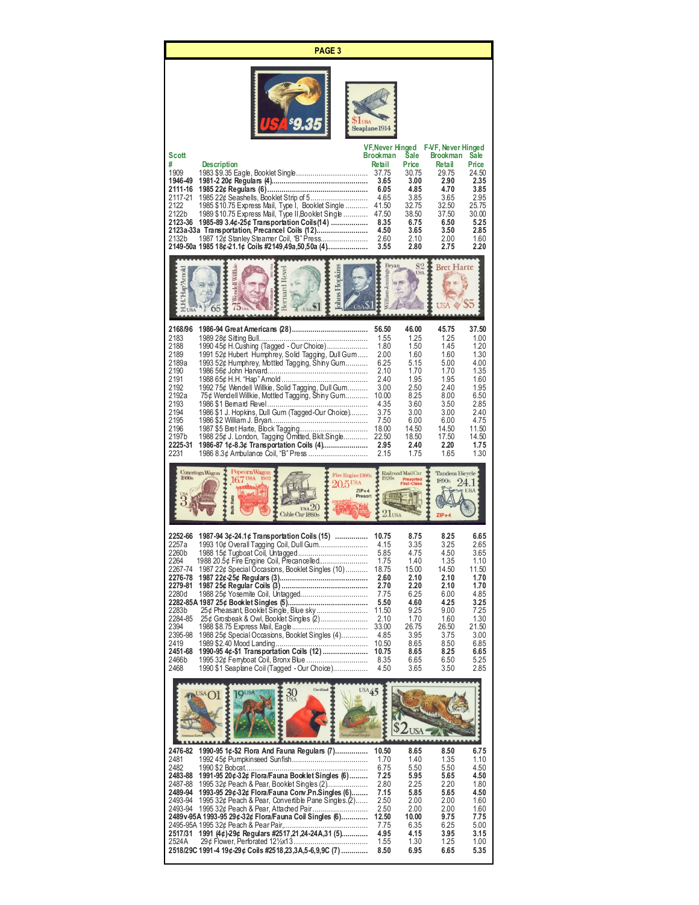## PAGE 3

| Scott # | Description | VF,Never Hinged Brookman Retail | VF,Never Hinged Sale Price | F-VF, Never Hinged Brookman Retail | F-VF, Never Hinged Sale Price |
|---|---|---|---|---|---|
| 1909 | 1983 $9.35 Eagle, Booklet Single | 37.75 | 30.75 | 29.75 | 24.50 |
| **1946-49** | **1981-2 20¢ Regulars (4)** | **3.65** | **3.00** | **2.90** | **2.35** |
| **2111-16** | **1985 22¢ Regulars (6)** | **6.05** | **4.85** | **4.70** | **3.85** |
| 2117-21 | 1985 22¢ Seashells, Booklet Strip of 5 | 4.65 | 3.85 | 3.65 | 2.95 |
| 2122 | 1985 $10.75 Express Mail, Type I, Booklet Single | 41.50 | 32.75 | 32.50 | 25.75 |
| 2122b | 1989 $10.75 Express Mail, Type II,Booklet Single | 47.50 | 38.50 | 37.50 | 30.00 |
| **2123-36** | **1985-89 3.4¢-25¢ Transportation Coils(14)** | **8.35** | **6.75** | **6.50** | **5.25** |
| **2123a-33a** | **Transportation, Precancel Coils (12)** | **4.50** | **3.65** | **3.50** | **2.85** |
| 2132b | 1987 12¢ Stanley Steamer Coil, "B" Press | 2.60 | 2.10 | 2.00 | 1.60 |
| **2149-50a** | **1985 18¢-21.1¢ Coils #2149,49a,50,50a (4)** | **3.55** | **2.80** | **2.75** | **2.20** |
| **2168/96** | **1986-94 Great Americans (28)** | **56.50** | **46.00** | **45.75** | **37.50** |
| 2183 | 1989 28¢ Sitting Bull | 1.55 | 1.25 | 1.25 | 1.00 |
| 2188 | 1990 45¢ H.Cushing (Tagged - Our Choice) | 1.80 | 1.50 | 1.45 | 1.20 |
| 2189 | 1991 52¢ Hubert Humphrey, Solid Tagging, Dull Gum | 2.00 | 1.60 | 1.60 | 1.30 |
| 2189a | 1993 52¢ Humphrey, Mottled Tagging, Shiny Gum | 6.25 | 5.15 | 5.00 | 4.00 |
| 2190 | 1986 56¢ John Harvard | 2.10 | 1.70 | 1.70 | 1.35 |
| 2191 | 1988 65¢ H.H. "Hap" Arnold | 2.40 | 1.95 | 1.95 | 1.60 |
| 2192 | 1992 75¢ Wendell Willkie, Solid Tagging, Dull Gum | 3.00 | 2.50 | 2.40 | 1.95 |
| 2192a | 75¢ Wendell Willkie, Mottled Tagging, Shiny Gum | 10.00 | 8.25 | 8.00 | 6.50 |
| 2193 | 1986 $1 Bernard Revel | 4.35 | 3.60 | 3.50 | 2.85 |
| 2194 | 1986 $1 J. Hopkins, Dull Gum (Tagged-Our Choice) | 3.75 | 3.00 | 3.00 | 2.40 |
| 2195 | 1986 $2 William J. Bryan | 7.50 | 6.00 | 6.00 | 4.75 |
| 2196 | 1987 $5 Bret Harte, Block Tagging | 18.00 | 14.50 | 14.50 | 11.50 |
| 2197b | 1988 25¢ J. London, Tagging Omitted, Bklt.Single | 22.50 | 18.50 | 17.50 | 14.50 |
| **2225-31** | **1986-87 1¢-8.3¢ Transportation Coils (4)** | **2.95** | **2.40** | **2.20** | **1.75** |
| 2231 | 1986 8.3¢ Ambulance Coil, "B" Press | 2.15 | 1.75 | 1.65 | 1.30 |
| **2252-66** | **1987-94 3¢-24.1¢ Transportation Coils (15)** | **10.75** | **8.75** | **8.25** | **6.65** |
| 2257a | 1993 10¢ Overall Tagging Coil, Dull Gum | 4.15 | 3.35 | 3.25 | 2.65 |
| 2260b | 1988 15¢ Tugboat Coil, Untagged | 5.85 | 4.75 | 4.50 | 3.65 |
| 2264 | 1988 20.5¢ Fire Engine Coil, Precancelled | 1.75 | 1.40 | 1.35 | 1.10 |
| 2267-74 | 1987 22¢ Special Occasions, Booklet Singles (10) | 18.75 | 15.00 | 14.50 | 11.50 |
| **2276-78** | **1987 22¢-25¢ Regulars (3)** | **2.60** | **2.10** | **2.10** | **1.70** |
| **2279-81** | **1987 25¢ Regular Coils (3)** | **2.70** | **2.20** | **2.10** | **1.70** |
| 2280d | 1988 25¢ Yosemite Coil, Untagged | 7.75 | 6.25 | 6.00 | 4.85 |
| **2282-85A** | **1987 25¢ Booklet Singles (5)** | **5.50** | **4.60** | **4.25** | **3.25** |
| 2283b | 25¢ Pheasant, Booklet Single, Blue sky | 11.50 | 9.25 | 9.00 | 7.25 |
| 2284-85 | 25¢ Grosbeak & Owl, Booklet Singles (2) | 2.10 | 1.70 | 1.60 | 1.30 |
| 2394 | 1988 $8.75 Express Mail, Eagle | 33.00 | 26.75 | 26.50 | 21.50 |
| 2395-98 | 1988 25¢ Special Occasions, Booklet Singles (4) | 4.85 | 3.95 | 3.75 | 3.00 |
| 2419 | 1989 $2.40 Mood Landing | 10.50 | 8.65 | 8.50 | 6.85 |
| **2451-68** | **1990-95 4¢-$1 Transportation Coils (12)** | **10.75** | **8.65** | **8.25** | **6.65** |
| 2466b | 1995 32¢ Ferryboat Coil, Bronx Blue | 8.35 | 6.65 | 6.50 | 5.25 |
| 2468 | 1990 $1 Seaplane Coil (Tagged - Our Choice) | 4.50 | 3.65 | 3.50 | 2.85 |
| **2476-82** | **1990-95 1¢-$2 Flora And Fauna Regulars (7)** | **10.50** | **8.65** | **8.50** | **6.75** |
| 2481 | 1992 45¢ Pumpkinseed Sunfish | 1.70 | 1.40 | 1.35 | 1.10 |
| 2482 | 1990 $2 Bobcat | 6.75 | 5.50 | 5.50 | 4.50 |
| **2483-88** | **1991-95 20¢-32¢ Flora/Fauna Booklet Singles (6)** | **7.25** | **5.95** | **5.65** | **4.50** |
| 2487-88 | 1995 32¢ Peach & Pear, Booklet Singles (2) | 2.80 | 2.25 | 2.20 | 1.80 |
| **2489-94** | **1993-95 29¢-32¢ Flora/Fauna Conv.Pn.Singles (6)** | **7.15** | **5.85** | **5.65** | **4.50** |
| 2493-94 | 1995 32¢ Peach & Pear, Convertible Pane Singles,(2) | 2.50 | 2.00 | 2.00 | 1.60 |
| 2493-94 | 1995 32¢ Peach & Pear, Attached Pair | 2.50 | 2.00 | 2.00 | 1.60 |
| **2489v-95A** | **1993-95 29¢-32¢ Flora/Fauna Coil Singles (6)** | **12.50** | **10.00** | **9.75** | **7.75** |
| 2495-95A | 1995 32¢ Peach & Pear Pair | 7.75 | 6.35 | 6.25 | 5.00 |
| **2517/31** | **1991 (4¢)-29¢ Regulars #2517,21,24-24A,31 (5)** | **4.95** | **4.15** | **3.95** | **3.15** |
| 2524A | 29¢ Flower, Perforated 12½x13 | 1.55 | 1.30 | 1.25 | 1.00 |
| **2518/29C** | **1991-4 19¢-29¢ Coils #2518,23,3A,5-6,9,9C (7)** | **8.50** | **6.95** | **6.65** | **5.35** |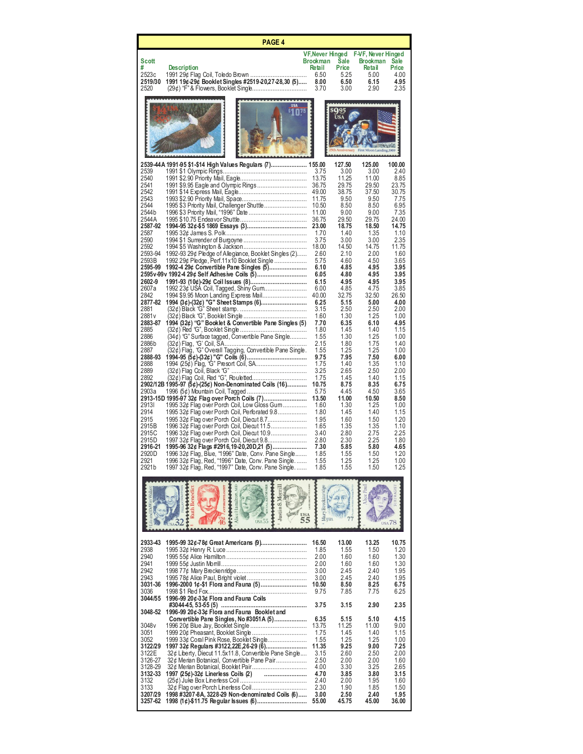## PAGE 4

| Scott # | Description | VF,Never Hinged Brookman Retail | VF,Never Hinged Sale Price | F-VF, Never Hinged Brookman Retail | F-VF, Never Hinged Sale Price |
|---|---|---|---|---|---|
| 2523c | 1991 29¢ Flag Coil, Toledo Brown | 6.50 | 5.25 | 5.00 | 4.00 |
| **2519/30** | **1991 19¢-29¢ Booklet Singles #2519-20,27-28,30 (5)** | **8.00** | **6.50** | **6.15** | **4.95** |
| 2520 | (29¢) "F" & Flowers, Booklet Single | 3.70 | 3.00 | 2.90 | 2.35 |
| **2539-44A** | **1991-95 $1-$14 High Values Regulars (7)** | **155.00** | **127.50** | **125.00** | **100.00** |
| 2539 | 1991 $1 Olympic Rings | 3.75 | 3.00 | 3.00 | 2.40 |
| 2540 | 1991 $2.90 Priority Mail, Eagle | 13.75 | 11.25 | 11.00 | 8.85 |
| 2541 | 1991 $9.95 Eagle and Olympic Rings | 36.75 | 29.75 | 29.50 | 23.75 |
| 2542 | 1991 $14 Express Mail, Eagle | 49.00 | 38.75 | 37.50 | 30.75 |
| 2543 | 1993 $2.90 Priority Mail, Space | 11.75 | 9.50 | 9.50 | 7.75 |
| 2544 | 1995 $3 Priority Mail, Challenger Shuttle | 10.50 | 8.50 | 8.50 | 6.95 |
| 2544b | 1996 $3 Priority Mail, "1996" Date | 11.00 | 9.00 | 9.00 | 7.35 |
| 2544A | 1995 $10.75 Endeavor Shuttle | 36.75 | 29.50 | 29.75 | 24.00 |
| **2587-92** | **1994-95 32¢-$5 1869 Essays (3)** | **23.00** | **18.75** | **18.50** | **14.75** |
| 2587 | 1995 32¢ James S. Polk | 1.70 | 1.40 | 1.35 | 1.10 |
| 2590 | 1994 $1 Surrender of Burgoyne | 3.75 | 3.00 | 3.00 | 2.35 |
| 2592 | 1994 $5 Washington & Jackson | 18.00 | 14.50 | 14.75 | 11.75 |
| 2593-94 | 1992-93 29¢ Pledge of Allegiance, Booklet Singles (2) | 2.60 | 2.10 | 2.00 | 1.60 |
| 2593B | 1992 29¢ Pledge, Perf.11x10 Booklet Single | 5.75 | 4.60 | 4.50 | 3.65 |
| **2595-99** | **1992-4 29¢ Convertible Pane Singles (5)** | **6.10** | **4.85** | **4.95** | **3.95** |
| **2595v-99v** | **1992-4 29¢ Self Adhesive Coils (5)** | **6.05** | **4.80** | **4.95** | **3.95** |
| **2602-9** | **1991-93 (10¢)-29¢ Coil Issues (8)** | **6.15** | **4.95** | **4.95** | **3.95** |
| 2607a | 1992 23¢ USA Coil, Tagged, Shiny Gum | 6.00 | 4.85 | 4.75 | 3.85 |
| 2842 | 1994 $9.95 Moon Landing Express Mail | 40.00 | 32.75 | 32.50 | 26.50 |
| **2877-82** | **1994 (3¢)-(32¢) "G" Sheet Stamps (6)** | **6.25** | **5.15** | **5.00** | **4.00** |
| 2881 | (32¢) Black "G" Sheet stamp | 3.15 | 2.50 | 2.50 | 2.00 |
| 2881v | (32¢) Black "G", Booklet Single | 1.60 | 1.30 | 1.25 | 1.00 |
| **2883-87** | **1994 (32¢) "G" Booklet & Convertible Pane Singles (5)** | **7.70** | **6.35** | **6.10** | **4.95** |
| 2885 | (32¢) Red "G", Booklet Single | 1.80 | 1.45 | 1.40 | 1.15 |
| 2886 | (34¢) "G" Surface tagged, Convertible Pane Single | 1.55 | 1.30 | 1.25 | 1.00 |
| 2886b | (32¢) Flag, "G" Coil, SA | 2.15 | 1.80 | 1.75 | 1.40 |
| 2887 | (32¢) Flag, "G" Overall Tagging, Convertible Pane Single | 1.55 | 1.25 | 1.25 | 1.00 |
| **2888-93** | **1994-95 (5¢)-(32¢) "G" Coils (6)** | **9.75** | **7.95** | **7.50** | **6.00** |
| 2888 | 1994 (25¢) Flag, "G" Presort Coil, SA | 1.75 | 1.40 | 1.35 | 1.10 |
| 2889 | (32¢) Flag Coil, Black "G" | 3.25 | 2.65 | 2.50 | 2.00 |
| 2892 | (32¢) Flag Coil, Red "G", Rouletted | 1.75 | 1.45 | 1.40 | 1.15 |
| **2902/12B** | **1995-97 (5¢)-(25¢) Non-Denominated Coils (16)** | **10.75** | **8.75** | **8.35** | **6.75** |
| 2903a | 1996 (5¢) Mountain Coil, Tagged | 5.75 | 4.45 | 4.50 | 3.65 |
| **2913-15D** | **1995-97 32¢ Flag over Porch Coils (7)** | **13.50** | **11.00** | **10.50** | **8.50** |
| 2913l | 1995 32¢ Flag over Porch Coil, Low Gloss Gum | 1.60 | 1.30 | 1.25 | 1.00 |
| 2914 | 1995 32¢ Flag over Porch Coil, Perforated 9.8 | 1.80 | 1.45 | 1.40 | 1.15 |
| 2915 | 1995 32¢ Flag over Porch Coil, Diecut 8.7 | 1.95 | 1.60 | 1.50 | 1.20 |
| 2915B | 1996 32¢ Flag over Porch Coil, Diecut 11.5 | 1.65 | 1.35 | 1.35 | 1.10 |
| 2915C | 1996 32¢ Flag over Porch Coil, Diecut 10.9 | 3.40 | 2.80 | 2.75 | 2.25 |
| 2915D | 1997 32¢ Flag over Porch Coil, Diecut 9.8 | 2.80 | 2.30 | 2.25 | 1.80 |
| **2916-21** | **1995-96 32¢ Flags #2916,19-20,20D,21 (5)** | **7.30** | **5.85** | **5.80** | **4.65** |
| 2920D | 1996 32¢ Flag, Blue, "1996" Date, Conv. Pane Single | 1.85 | 1.55 | 1.50 | 1.20 |
| 2921 | 1996 32¢ Flag, Red, "1996" Date, Conv. Pane Single | 1.55 | 1.25 | 1.25 | 1.00 |
| 2921b | 1997 32¢ Flag, Red, "1997" Date, Conv. Pane Single | 1.85 | 1.55 | 1.50 | 1.25 |
| **2933-43** | **1995-99 32¢-78¢ Great Americans (9)** | **16.50** | **13.00** | **13.25** | **10.75** |
| 2938 | 1995 32¢ Henry R. Luce | 1.85 | 1.55 | 1.50 | 1.20 |
| 2940 | 1995 55¢ Alice Hamilton | 2.00 | 1.60 | 1.60 | 1.30 |
| 2941 | 1999 55¢ Justin Morrill | 2.00 | 1.60 | 1.60 | 1.30 |
| 2942 | 1998 77¢ Mary Breckenridge | 3.00 | 2.45 | 2.40 | 1.95 |
| 2943 | 1995 78¢ Alice Paul, Bright violet | 3.00 | 2.45 | 2.40 | 1.95 |
| **3031-36** | **1996-2000 1¢-$1 Flora and Fauna (5)** | **10.50** | **8.50** | **8.25** | **6.75** |
| 3036 | 1998 $1 Red Fox | 9.75 | 7.85 | 7.75 | 6.25 |
| **3044/55** | **1996-99 20¢-33¢ Flora and Fauna Coils #3044-45, 53-55 (5)** | **3.75** | **3.15** | **2.90** | **2.35** |
| **3048-52** | **1996-99 20¢-33¢ Flora and Fauna Booklet and Convertible Pane Singles, No #3051A (5)** | **6.35** | **5.15** | **5.10** | **4.15** |
| 3048v | 1996 20¢ Blue Jay, Booklet Single | 13.75 | 11.25 | 11.00 | 9.00 |
| 3051 | 1999 20¢ Pheasant, Booklet Single | 1.75 | 1.45 | 1.40 | 1.15 |
| 3052 | 1999 33¢ Coral Pink Rose, Booklet Single | 1.55 | 1.25 | 1.25 | 1.00 |
| **3122/29** | **1997 32¢ Regulars #3122,22E,26-29 (6)** | **11.35** | **9.25** | **9.00** | **7.25** |
| 3122E | 32¢ Liberty, Diecut 11.5x11.8, Convertible Pane Single | 3.15 | 2.60 | 2.50 | 2.00 |
| 3126-27 | 32¢ Merian Botanical, Convertible Pane Pair | 2.50 | 2.00 | 2.00 | 1.60 |
| 3128-29 | 32¢ Merian Botanical, Booklet Pair | 4.00 | 3.30 | 3.25 | 2.65 |
| **3132-33** | **1997 (25¢)-32¢ Linerless Coils (2)** | **4.70** | **3.85** | **3.80** | **3.15** |
| 3132 | (25¢) Juke Box Linerless Coil | 2.40 | 2.00 | 1.95 | 1.60 |
| 3133 | 32¢ Flag over Porch Linerless Coil | 2.30 | 1.90 | 1.85 | 1.50 |
| **3207/29** | **1998 #3207-8A, 3228-29 Non-denominated Coils (6)** | **3.00** | **2.50** | **2.40** | **1.95** |
| **3257-62** | **1998 (1¢)-$11.75 Regular Issues (6)** | **55.00** | **45.75** | **45.00** | **36.00** |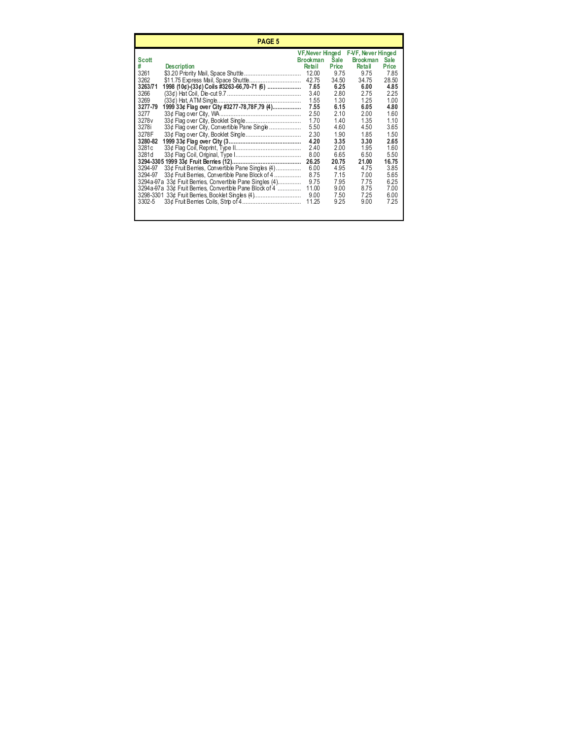## PAGE 5

| Scott # | Description | VF,Never Hinged Brookman Retail | VF,Never Hinged Sale Price | F-VF, Never Hinged Brookman Retail | F-VF, Never Hinged Sale Price |
|---|---|---|---|---|---|
| 3261 | $3.20 Priority Mail, Space Shuttle | 12.00 | 9.75 | 9.75 | 7.85 |
| 3262 | $11.75 Express Mail, Space Shuttle | 42.75 | 34.50 | 34.75 | 28.50 |
| **3263/71** | **1998 (10¢)-(33¢) Coils #3263-66,70-71 (6)** | **7.65** | **6.25** | **6.00** | **4.85** |
| 3266 | (33¢) Hat Coil, Die-cut 9.7 | 3.40 | 2.80 | 2.75 | 2.25 |
| 3269 | (33¢) Hat, ATM Single | 1.55 | 1.30 | 1.25 | 1.00 |
| **3277-79** | **1999 33¢ Flag over City #3277-78,78F,79 (4)** | **7.55** | **6.15** | **6.05** | **4.80** |
| 3277 | 33¢ Flag over City, WA | 2.50 | 2.10 | 2.00 | 1.60 |
| 3278v | 33¢ Flag over City, Booklet Single | 1.70 | 1.40 | 1.35 | 1.10 |
| 3278i | 33¢ Flag over City, Convertible Pane Single | 5.50 | 4.60 | 4.50 | 3.65 |
| 3278F | 33¢ Flag over City, Booklet Single | 2.30 | 1.90 | 1.85 | 1.50 |
| **3280-82** | **1999 33¢ Flag over City (3** | **4.20** | **3.35** | **3.30** | **2.65** |
| 3281c | 33¢ Flag Coil, Reprint, Type II | 2.40 | 2.00 | 1.95 | 1.60 |
| 3281d | 33¢ Flag Coil, Original, Type I | 8.00 | 6.65 | 6.50 | 5.50 |
| **3294-3305** | **1999 33¢ Fruit Berries (12)** | **26.25** | **20.75** | **21.00** | **16.75** |
| 3294-97 | 33¢ Fruit Berries, Convertible Pane Singles (4) | 6.00 | 4.95 | 4.75 | 3.85 |
| 3294-97 | 33¢ Fruit Berries, Convertible Pane Block of 4 | 8.75 | 7.15 | 7.00 | 5.65 |
| 3294a-97a | 33¢ Fruit Berries, Convertible Pane Singles (4) | 9.75 | 7.95 | 7.75 | 6.25 |
| 3294a-97a | 33¢ Fruit Berries, Convertible Pane Block of 4 | 11.00 | 9.00 | 8.75 | 7.00 |
| 3298-3301 | 33¢ Fruit Berries, Booklet Singles (4) | 9.00 | 7.50 | 7.25 | 6.00 |
| 3302-5 | 33¢ Fruit Berries Coils, Strip of 4 | 11.25 | 9.25 | 9.00 | 7.25 |